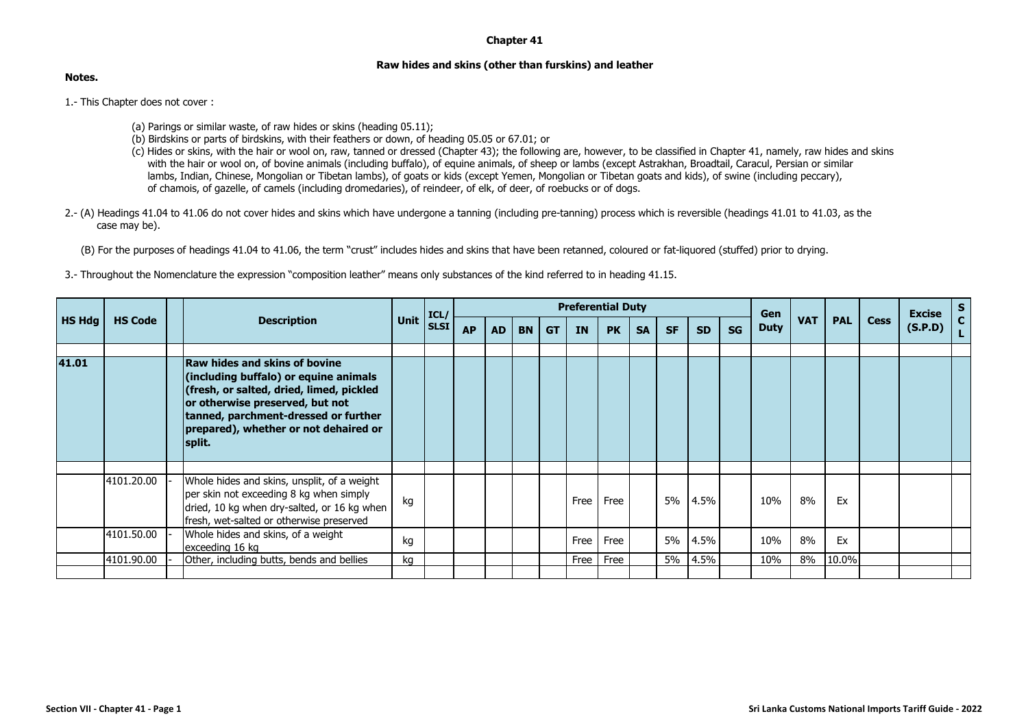# Chapter 41

## Raw hides and skins (other than furskins) and leather

**Notes.**

1.- This Chapter does not cover :

(a) Parings or similar waste, of raw hides or skins (heading 05.11);

(b) Birdskins or parts of birdskins, with their feathers or down, of heading 05.05 or 67.01; or

(c) Hides or skins, with the hair or wool on, raw, tanned or dressed (Chapter 43); the following are, however, to be classified in Chapter 41, namely, raw hides and skins with the hair or wool on, of bovine animals (including buffalo), of equine animals, of sheep or lambs (except Astrakhan, Broadtail, Caracul, Persian or similar lambs, Indian, Chinese, Mongolian or Tibetan lambs), of goats or kids (except Yemen, Mongolian or Tibetan goats and kids), of swine (including peccary), of chamois, of gazelle, of camels (including dromedaries), of reindeer, of elk, of deer, of roebucks or of dogs.

2.- (A) Headings 41.04 to 41.06 do not cover hides and skins which have undergone a tanning (including pre-tanning) process which is reversible (headings 41.01 to 41.03, as the case may be).

(B) For the purposes of headings 41.04 to 41.06, the term "crust" includes hides and skins that have been retanned, coloured or fat-liquored (stuffed) prior to drying.

3.- Throughout the Nomenclature the expression "composition leather" means only substances of the kind referred to in heading 41.15.

| HS Hdg | HS Code | | Description | Unit | ICL/ SLSI | Preferential Duty | | | | | | | | | | Gen Duty | VAT | PAL | Cess | Excise (S.P.D) | SCL |
|---|---|---|---|---|---|---|---|---|---|---|---|---|---|---|---|---|---|---|---|---|---|
| | | | | | | AP | AD | BN | GT | IN | PK | SA | SF | SD | SG | | | | | | |
| **41.01** | | | **Raw hides and skins of bovine (including buffalo) or equine animals (fresh, or salted, dried, limed, pickled or otherwise preserved, but not tanned, parchment-dressed or further prepared), whether or not dehaired or split.** | | | | | | | | | | | | | | | | | | |
| | 4101.20.00 | - | Whole hides and skins, unsplit, of a weight per skin not exceeding 8 kg when simply dried, 10 kg when dry-salted, or 16 kg when fresh, wet-salted or otherwise preserved | kg | | | | | | Free | Free | | 5% | 4.5% | | 10% | 8% | Ex | | | |
| | 4101.50.00 | - | Whole hides and skins, of a weight exceeding 16 kg | kg | | | | | | Free | Free | | 5% | 4.5% | | 10% | 8% | Ex | | | |
| | 4101.90.00 | - | Other, including butts, bends and bellies | kg | | | | | | Free | Free | | 5% | 4.5% | | 10% | 8% | 10.0% | | | |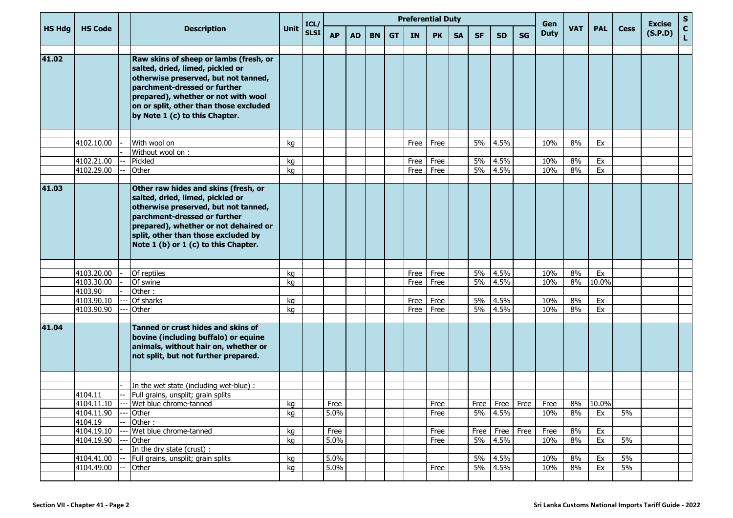| HS Hdg | HS Code | | Description | Unit | ICL/ SLSI | Preferential Duty | | | | | | | | | | Gen Duty | VAT | PAL | Cess | Excise (S.P.D) | S C L |
|---|---|---|---|---|---|---|---|---|---|---|---|---|---|---|---|---|---|---|---|---|---|
| | | | | | | AP | AD | BN | GT | IN | PK | SA | SF | SD | SG | | | | | | |
| **41.02** | | | **Raw skins of sheep or lambs (fresh, or salted, dried, limed, pickled or otherwise preserved, but not tanned, parchment-dressed or further prepared), whether or not with wool on or split, other than those excluded by Note 1 (c) to this Chapter.** | | | | | | | | | | | | | | | | | | |
| | 4102.10.00 | - | With wool on | kg | | | | | | Free | Free | | 5% | 4.5% | | 10% | 8% | Ex | | | |
| | | - | Without wool on : | | | | | | | | | | | | | | | | | | |
| | 4102.21.00 | -- | Pickled | kg | | | | | | Free | Free | | 5% | 4.5% | | 10% | 8% | Ex | | | |
| | 4102.29.00 | -- | Other | kg | | | | | | Free | Free | | 5% | 4.5% | | 10% | 8% | Ex | | | |
| **41.03** | | | **Other raw hides and skins (fresh, or salted, dried, limed, pickled or otherwise preserved, but not tanned, parchment-dressed or further prepared), whether or not dehaired or split, other than those excluded by Note 1 (b) or 1 (c) to this Chapter.** | | | | | | | | | | | | | | | | | | |
| | 4103.20.00 | - | Of reptiles | kg | | | | | | Free | Free | | 5% | 4.5% | | 10% | 8% | Ex | | | |
| | 4103.30.00 | - | Of swine | kg | | | | | | Free | Free | | 5% | 4.5% | | 10% | 8% | 10.0% | | | |
| | 4103.90 | - | Other : | | | | | | | | | | | | | | | | | | |
| | 4103.90.10 | --- | Of sharks | kg | | | | | | Free | Free | | 5% | 4.5% | | 10% | 8% | Ex | | | |
| | 4103.90.90 | --- | Other | kg | | | | | | Free | Free | | 5% | 4.5% | | 10% | 8% | Ex | | | |
| **41.04** | | | **Tanned or crust hides and skins of bovine (including buffalo) or equine animals, without hair on, whether or not split, but not further prepared.** | | | | | | | | | | | | | | | | | | |
| | | - | In the wet state (including wet-blue) : | | | | | | | | | | | | | | | | | | |
| | 4104.11 | -- | Full grains, unsplit; grain splits | | | | | | | | | | | | | | | | | | |
| | 4104.11.10 | --- | Wet blue chrome-tanned | kg | | Free | | | | | Free | | Free | Free | Free | Free | 8% | 10.0% | | | |
| | 4104.11.90 | --- | Other | kg | | 5.0% | | | | | Free | | 5% | 4.5% | | 10% | 8% | Ex | 5% | | |
| | 4104.19 | -- | Other : | | | | | | | | | | | | | | | | | | |
| | 4104.19.10 | --- | Wet blue chrome-tanned | kg | | Free | | | | | Free | | Free | Free | Free | Free | 8% | Ex | | | |
| | 4104.19.90 | --- | Other | kg | | 5.0% | | | | | Free | | 5% | 4.5% | | 10% | 8% | Ex | 5% | | |
| | | - | In the dry state (crust) : | | | | | | | | | | | | | | | | | | |
| | 4104.41.00 | -- | Full grains, unsplit; grain splits | kg | | 5.0% | | | | | | | 5% | 4.5% | | 10% | 8% | Ex | 5% | | |
| | 4104.49.00 | -- | Other | kg | | 5.0% | | | | | Free | | 5% | 4.5% | | 10% | 8% | Ex | 5% | | |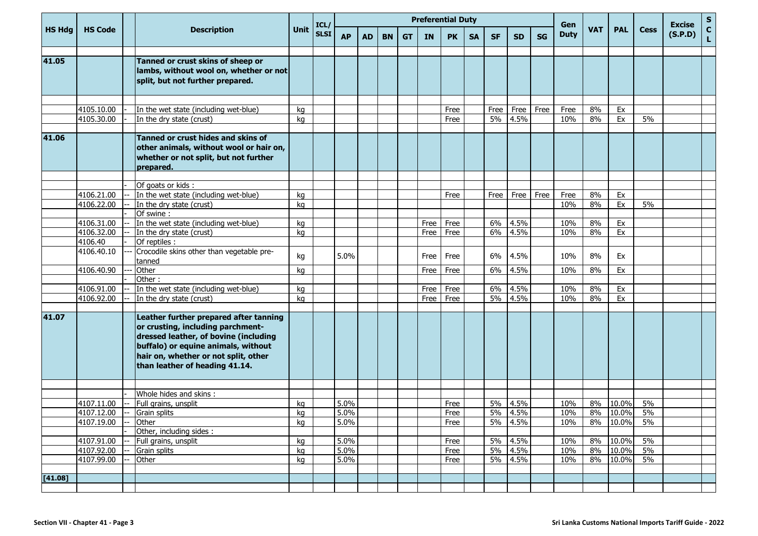| HS Hdg | HS Code | | Description | Unit | ICL/ SLSI | Preferential Duty | | | | | | | | | | Gen Duty | VAT | PAL | Cess | Excise (S.P.D) | S C L |
|---|---|---|---|---|---|---|---|---|---|---|---|---|---|---|---|---|---|---|---|---|---|
| | | | | | | AP | AD | BN | GT | IN | PK | SA | SF | SD | SG | | | | | | |
| **41.05** | | | **Tanned or crust skins of sheep or lambs, without wool on, whether or not split, but not further prepared.** | | | | | | | | | | | | | | | | | | |
| | 4105.10.00 | - | In the wet state (including wet-blue) | kg | | | | | | | Free | | Free | Free | Free | Free | 8% | Ex | | | |
| | 4105.30.00 | - | In the dry state (crust) | kg | | | | | | | Free | | 5% | 4.5% | | 10% | 8% | Ex | 5% | | |
| **41.06** | | | **Tanned or crust hides and skins of other animals, without wool or hair on, whether or not split, but not further prepared.** | | | | | | | | | | | | | | | | | | |
| | | - | Of goats or kids : | | | | | | | | | | | | | | | | | | |
| | 4106.21.00 | -- | In the wet state (including wet-blue) | kg | | | | | | | Free | | Free | Free | Free | Free | 8% | Ex | | | |
| | 4106.22.00 | -- | In the dry state (crust) | kg | | | | | | | | | | | | 10% | 8% | Ex | 5% | | |
| | | - | Of swine : | | | | | | | | | | | | | | | | | | |
| | 4106.31.00 | -- | In the wet state (including wet-blue) | kg | | | | | | Free | Free | | 6% | 4.5% | | 10% | 8% | Ex | | | |
| | 4106.32.00 | -- | In the dry state (crust) | kg | | | | | | Free | Free | | 6% | 4.5% | | 10% | 8% | Ex | | | |
| | 4106.40 | - | Of reptiles : | | | | | | | | | | | | | | | | | | |
| | 4106.40.10 | --- | Crocodile skins other than vegetable pre-tanned | kg | | 5.0% | | | | Free | Free | | 6% | 4.5% | | 10% | 8% | Ex | | | |
| | 4106.40.90 | --- | Other | kg | | | | | | Free | Free | | 6% | 4.5% | | 10% | 8% | Ex | | | |
| | | - | Other : | | | | | | | | | | | | | | | | | | |
| | 4106.91.00 | -- | In the wet state (including wet-blue) | kg | | | | | | Free | Free | | 6% | 4.5% | | 10% | 8% | Ex | | | |
| | 4106.92.00 | -- | In the dry state (crust) | kg | | | | | | Free | Free | | 5% | 4.5% | | 10% | 8% | Ex | | | |
| **41.07** | | | **Leather further prepared after tanning or crusting, including parchment-dressed leather, of bovine (including buffalo) or equine animals, without hair on, whether or not split, other than leather of heading 41.14.** | | | | | | | | | | | | | | | | | | |
| | | - | Whole hides and skins : | | | | | | | | | | | | | | | | | | |
| | 4107.11.00 | -- | Full grains, unsplit | kg | | 5.0% | | | | | Free | | 5% | 4.5% | | 10% | 8% | 10.0% | 5% | | |
| | 4107.12.00 | -- | Grain splits | kg | | 5.0% | | | | | Free | | 5% | 4.5% | | 10% | 8% | 10.0% | 5% | | |
| | 4107.19.00 | -- | Other | kg | | 5.0% | | | | | Free | | 5% | 4.5% | | 10% | 8% | 10.0% | 5% | | |
| | | - | Other, including sides : | | | | | | | | | | | | | | | | | | |
| | 4107.91.00 | -- | Full grains, unsplit | kg | | 5.0% | | | | | Free | | 5% | 4.5% | | 10% | 8% | 10.0% | 5% | | |
| | 4107.92.00 | -- | Grain splits | kg | | 5.0% | | | | | Free | | 5% | 4.5% | | 10% | 8% | 10.0% | 5% | | |
| | 4107.99.00 | -- | Other | kg | | 5.0% | | | | | Free | | 5% | 4.5% | | 10% | 8% | 10.0% | 5% | | |
| **[41.08]** | | | | | | | | | | | | | | | | | | | | | |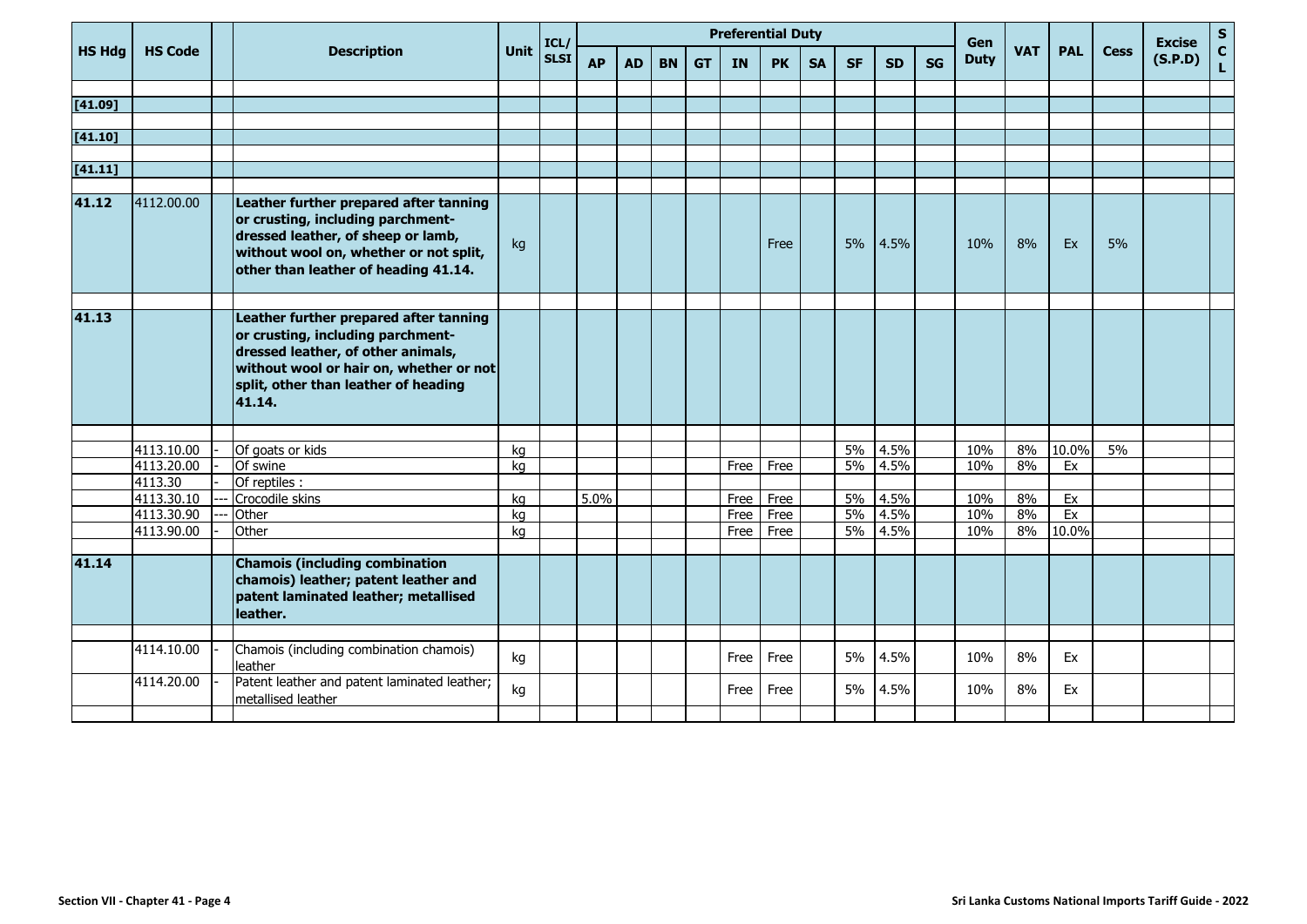| HS Hdg | HS Code | | Description | Unit | ICL/ SLSI | Preferential Duty | | | | | | | | | | Gen Duty | VAT | PAL | Cess | Excise (S.P.D) | S C L |
|---|---|---|---|---|---|---|---|---|---|---|---|---|---|---|---|---|---|---|---|---|---|
| | | | | | | AP | AD | BN | GT | IN | PK | SA | SF | SD | SG | | | | | | |
| [41.09] | | | | | | | | | | | | | | | | | | | | | |
| [41.10] | | | | | | | | | | | | | | | | | | | | | |
| [41.11] | | | | | | | | | | | | | | | | | | | | | |
| **41.12** | 4112.00.00 | | **Leather further prepared after tanning or crusting, including parchment-dressed leather, of sheep or lamb, without wool on, whether or not split, other than leather of heading 41.14.** | kg | | | | | | | Free | | 5% | 4.5% | | 10% | 8% | Ex | 5% | | |
| **41.13** | | | **Leather further prepared after tanning or crusting, including parchment-dressed leather, of other animals, without wool or hair on, whether or not split, other than leather of heading 41.14.** | | | | | | | | | | | | | | | | | | |
| | 4113.10.00 | - | Of goats or kids | kg | | | | | | | | | 5% | 4.5% | | 10% | 8% | 10.0% | 5% | | |
| | 4113.20.00 | - | Of swine | kg | | | | | | Free | Free | | 5% | 4.5% | | 10% | 8% | Ex | | | |
| | 4113.30 | - | Of reptiles : | | | | | | | | | | | | | | | | | | |
| | 4113.30.10 | --- | Crocodile skins | kg | | 5.0% | | | | Free | Free | | 5% | 4.5% | | 10% | 8% | Ex | | | |
| | 4113.30.90 | --- | Other | kg | | | | | | Free | Free | | 5% | 4.5% | | 10% | 8% | Ex | | | |
| | 4113.90.00 | - | Other | kg | | | | | | Free | Free | | 5% | 4.5% | | 10% | 8% | 10.0% | | | |
| **41.14** | | | **Chamois (including combination chamois) leather; patent leather and patent laminated leather; metallised leather.** | | | | | | | | | | | | | | | | | | |
| | 4114.10.00 | - | Chamois (including combination chamois) leather | kg | | | | | | Free | Free | | 5% | 4.5% | | 10% | 8% | Ex | | | |
| | 4114.20.00 | - | Patent leather and patent laminated leather; metallised leather | kg | | | | | | Free | Free | | 5% | 4.5% | | 10% | 8% | Ex | | | |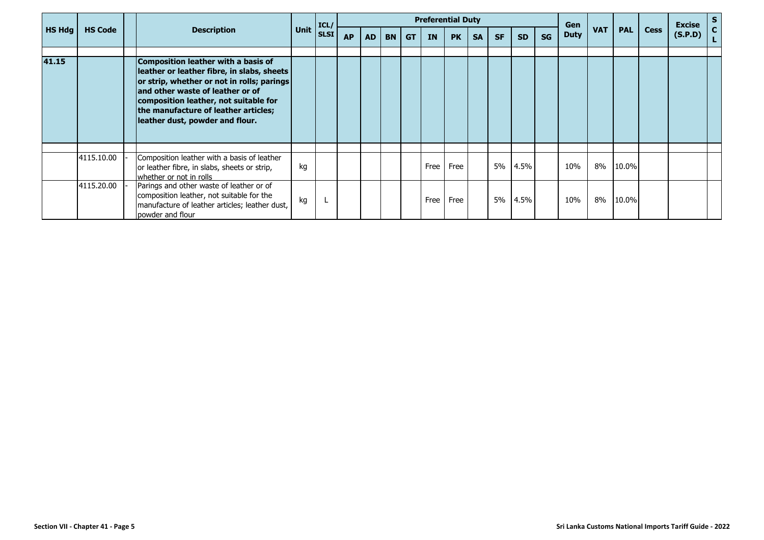| HS Hdg | HS Code | | Description | Unit | ICL/ SLSI | Preferential Duty | | | | | | | | | | Gen Duty | VAT | PAL | Cess | Excise (S.P.D) | S C L |
|---|---|---|---|---|---|---|---|---|---|---|---|---|---|---|---|---|---|---|---|---|---|
| | | | | | | AP | AD | BN | GT | IN | PK | SA | SF | SD | SG | | | | | | |
| **41.15** | | | **Composition leather with a basis of leather or leather fibre, in slabs, sheets or strip, whether or not in rolls; parings and other waste of leather or of composition leather, not suitable for the manufacture of leather articles; leather dust, powder and flour.** | | | | | | | | | | | | | | | | | | |
| | 4115.10.00 | - | Composition leather with a basis of leather or leather fibre, in slabs, sheets or strip, whether or not in rolls | kg | | | | | | Free | Free | | 5% | 4.5% | | 10% | 8% | 10.0% | | | |
| | 4115.20.00 | - | Parings and other waste of leather or of composition leather, not suitable for the manufacture of leather articles; leather dust, powder and flour | kg | L | | | | | Free | Free | | 5% | 4.5% | | 10% | 8% | 10.0% | | | |